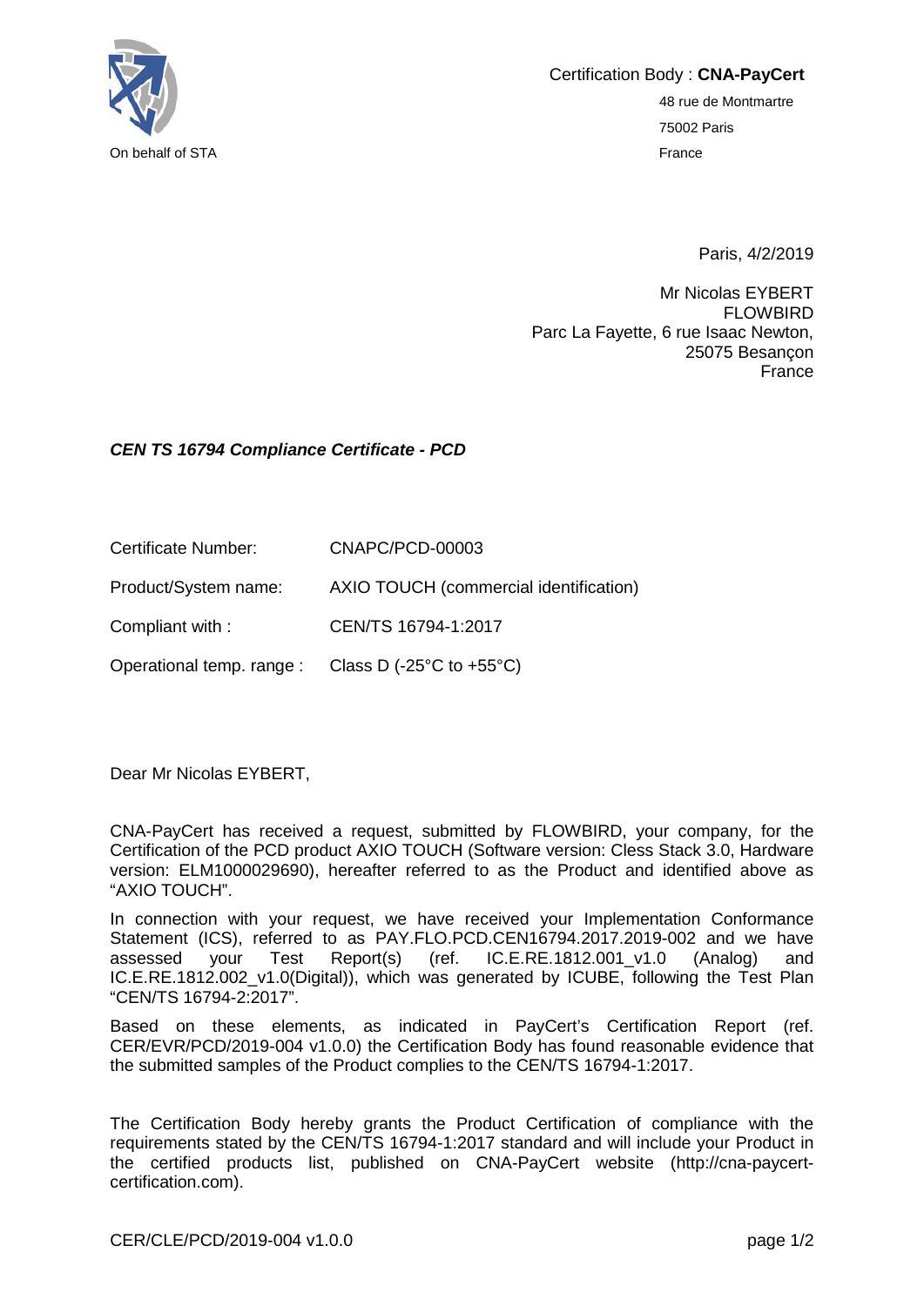On behalf of STA

Certification Body : **CNA-PayCert**

48 rue de Montmartre

75002 Paris

France

Paris, 4/2/2019

Mr Nicolas EYBERT
FLOWBIRD
Parc La Fayette, 6 rue Isaac Newton,
25075 Besançon
France

***CEN TS 16794 Compliance Certificate - PCD***

| | |
|---|---|
| Certificate Number: | CNAPC/PCD-00003 |
| Product/System name: | AXIO TOUCH (commercial identification) |
| Compliant with : | CEN/TS 16794-1:2017 |
| Operational temp. range : | Class D (-25°C to +55°C) |

Dear Mr Nicolas EYBERT,

CNA-PayCert has received a request, submitted by FLOWBIRD, your company, for the Certification of the PCD product AXIO TOUCH (Software version: Cless Stack 3.0, Hardware version: ELM1000029690), hereafter referred to as the Product and identified above as "AXIO TOUCH".

In connection with your request, we have received your Implementation Conformance Statement (ICS), referred to as PAY.FLO.PCD.CEN16794.2017.2019-002 and we have assessed your Test Report(s) (ref. IC.E.RE.1812.001_v1.0 (Analog) and IC.E.RE.1812.002_v1.0(Digital)), which was generated by ICUBE, following the Test Plan "CEN/TS 16794-2:2017".

Based on these elements, as indicated in PayCert's Certification Report (ref. CER/EVR/PCD/2019-004 v1.0.0) the Certification Body has found reasonable evidence that the submitted samples of the Product complies to the CEN/TS 16794-1:2017.

The Certification Body hereby grants the Product Certification of compliance with the requirements stated by the CEN/TS 16794-1:2017 standard and will include your Product in the certified products list, published on CNA-PayCert website (http://cna-paycert-certification.com).

CER/CLE/PCD/2019-004 v1.0.0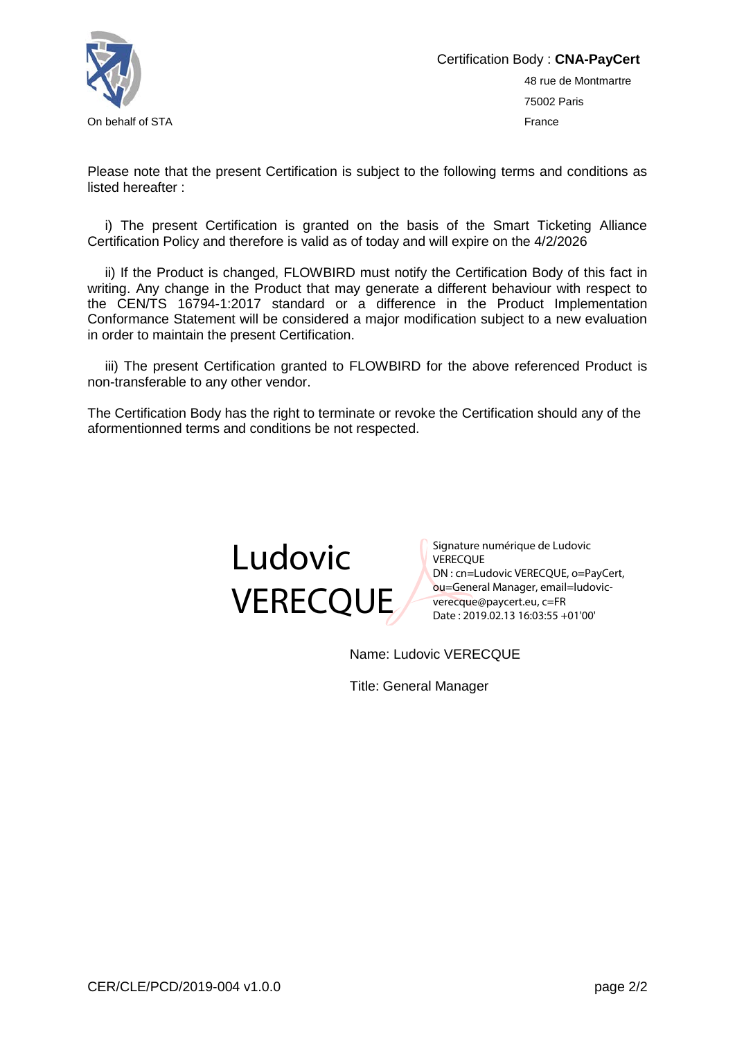On behalf of STA

Certification Body : **CNA-PayCert**

48 rue de Montmartre

75002 Paris

France

Please note that the present Certification is subject to the following terms and conditions as listed hereafter :

i) The present Certification is granted on the basis of the Smart Ticketing Alliance Certification Policy and therefore is valid as of today and will expire on the 4/2/2026

ii) If the Product is changed, FLOWBIRD must notify the Certification Body of this fact in writing. Any change in the Product that may generate a different behaviour with respect to the CEN/TS 16794-1:2017 standard or a difference in the Product Implementation Conformance Statement will be considered a major modification subject to a new evaluation in order to maintain the present Certification.

iii) The present Certification granted to FLOWBIRD for the above referenced Product is non-transferable to any other vendor.

The Certification Body has the right to terminate or revoke the Certification should any of the aformentionned terms and conditions be not respected.

Ludovic VERECQUE

Signature numérique de Ludovic VERECQUE
DN : cn=Ludovic VERECQUE, o=PayCert, ou=General Manager, email=ludovic-verecque@paycert.eu, c=FR
Date : 2019.02.13 16:03:55 +01'00'

Name: Ludovic VERECQUE

Title: General Manager

CER/CLE/PCD/2019-004 v1.0.0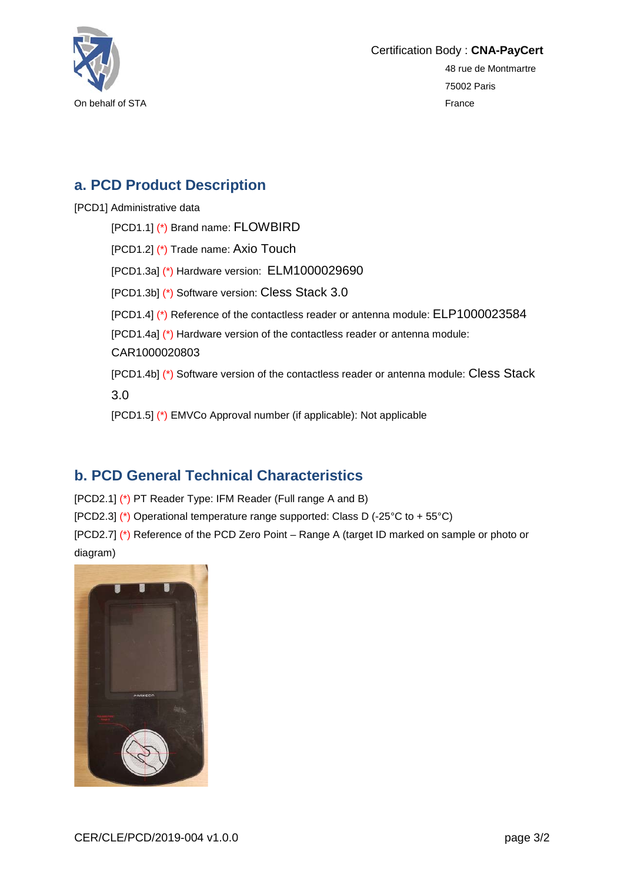On behalf of STA

Certification Body : **CNA-PayCert**
48 rue de Montmartre
75002 Paris
France

## a. PCD Product Description

[PCD1] Administrative data

- [PCD1.1] (*) Brand name: FLOWBIRD
- [PCD1.2] (*) Trade name: Axio Touch
- [PCD1.3a] (*) Hardware version: ELM1000029690
- [PCD1.3b] (*) Software version: Cless Stack 3.0
- [PCD1.4] (*) Reference of the contactless reader or antenna module: ELP1000023584
- [PCD1.4a] (*) Hardware version of the contactless reader or antenna module: CAR1000020803
- [PCD1.4b] (*) Software version of the contactless reader or antenna module: Cless Stack 3.0
- [PCD1.5] (*) EMVCo Approval number (if applicable): Not applicable

## b. PCD General Technical Characteristics

[PCD2.1] (*) PT Reader Type: IFM Reader (Full range A and B)

[PCD2.3] (*) Operational temperature range supported: Class D (-25°C to + 55°C)

[PCD2.7] (*) Reference of the PCD Zero Point – Range A (target ID marked on sample or photo or diagram)

CER/CLE/PCD/2019-004 v1.0.0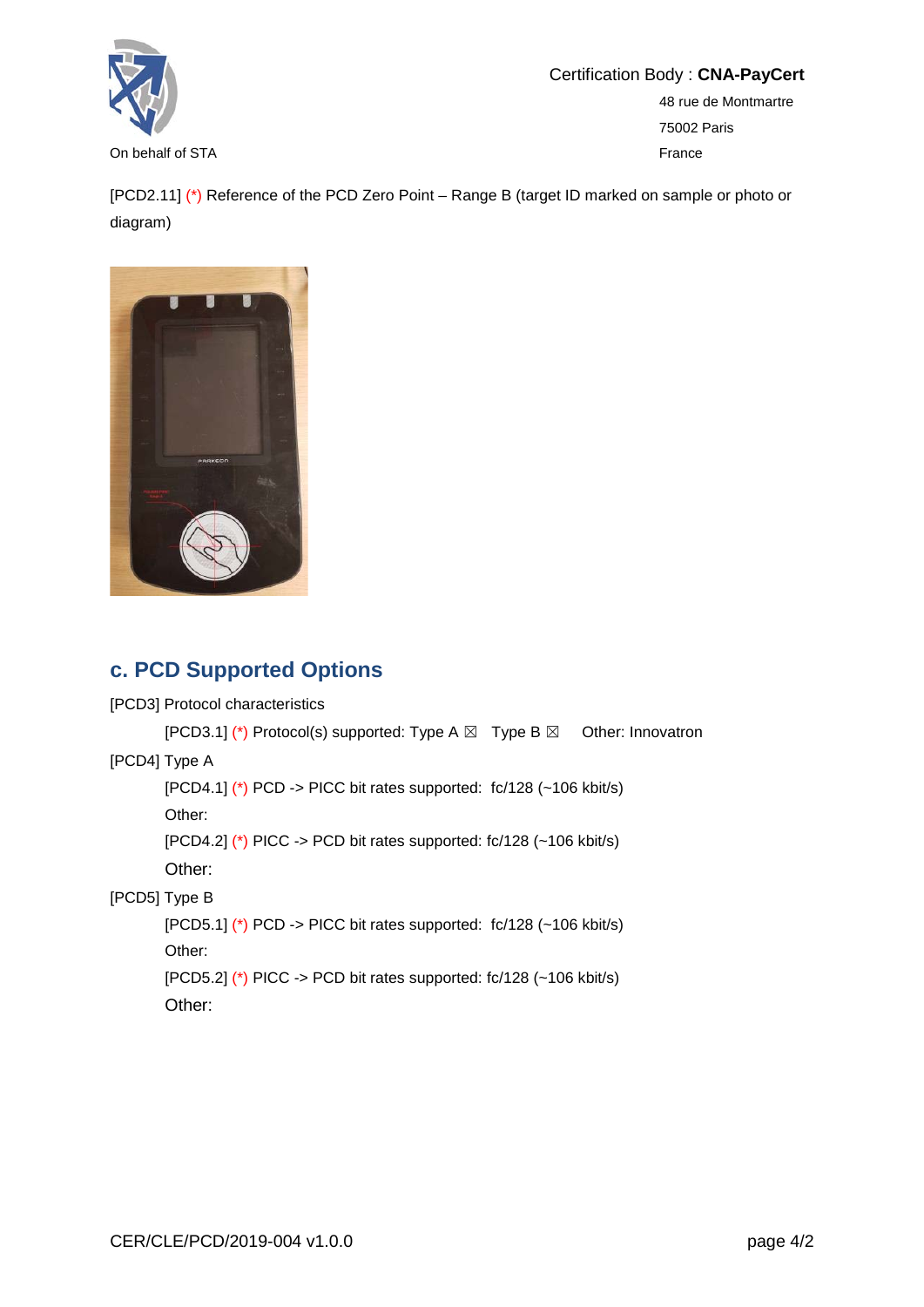[PCD2.11] (*) Reference of the PCD Zero Point – Range B (target ID marked on sample or photo or diagram)

## c. PCD Supported Options

[PCD3] Protocol characteristics

[PCD3.1] (*) Protocol(s) supported: Type A ☒ Type B ☒ Other: Innovatron

[PCD4] Type A

[PCD4.1] (*) PCD -> PICC bit rates supported: fc/128 (~106 kbit/s)

Other:

[PCD4.2] (*) PICC -> PCD bit rates supported: fc/128 (~106 kbit/s)

Other:

[PCD5] Type B

[PCD5.1] (*) PCD -> PICC bit rates supported: fc/128 (~106 kbit/s)

Other:

[PCD5.2] (*) PICC -> PCD bit rates supported: fc/128 (~106 kbit/s)

Other: